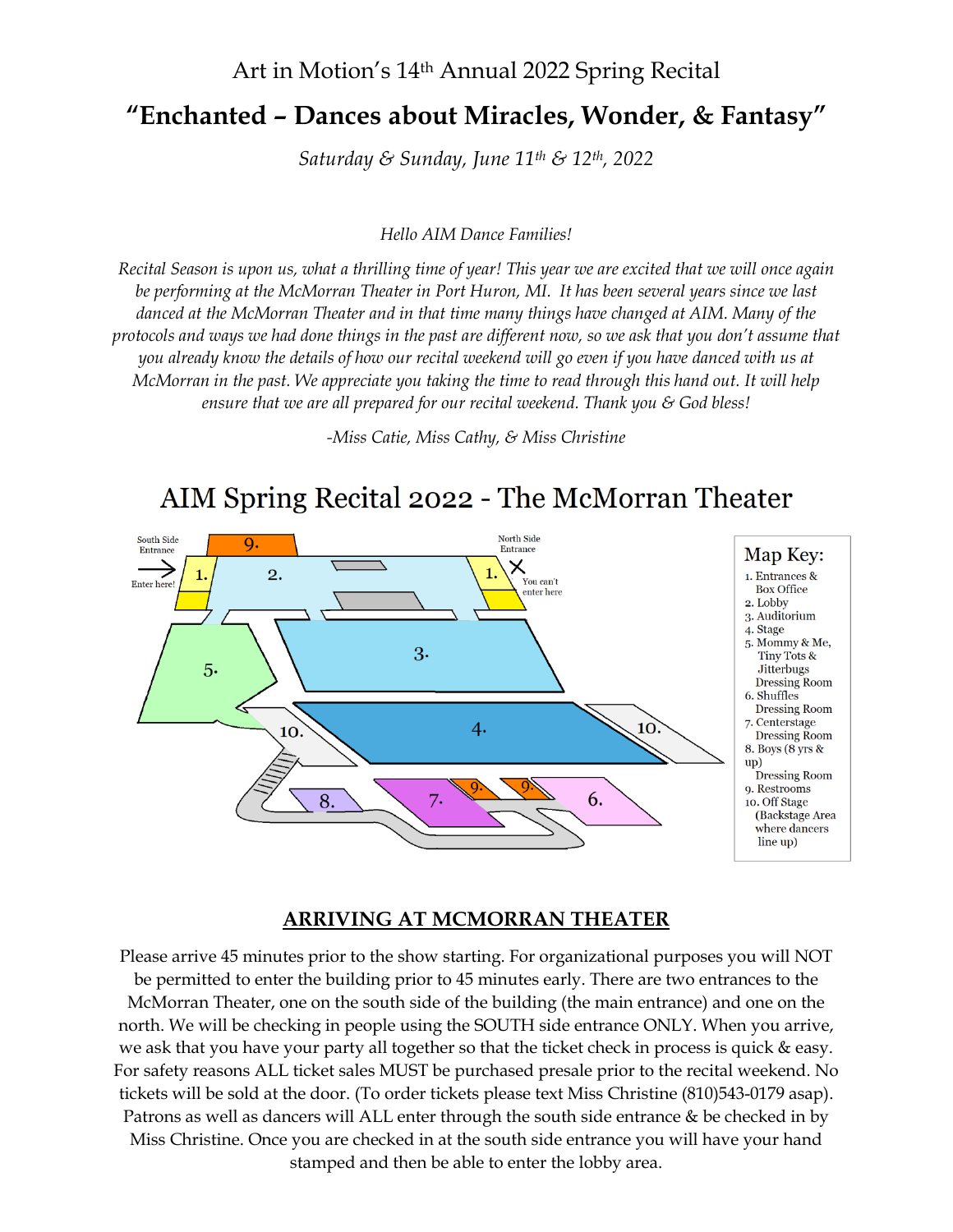Art in Motion's 14th Annual 2022 Spring Recital

# "Enchanted – Dances about Miracles, Wonder, & Fantasy"

*Saturday & Sunday, June 11th & 12th, 2022*

*Hello AIM Dance Families!*

*Recital Season is upon us, what a thrilling time of year! This year we are excited that we will once again be performing at the McMorran Theater in Port Huron, MI. It has been several years since we last danced at the McMorran Theater and in that time many things have changed at AIM. Many of the protocols and ways we had done things in the past are different now, so we ask that you don't assume that you already know the details of how our recital weekend will go even if you have danced with us at McMorran in the past. We appreciate you taking the time to read through this hand out. It will help ensure that we are all prepared for our recital weekend. Thank you & God bless!*

*-Miss Catie, Miss Cathy, & Miss Christine*

## AIM Spring Recital 2022 - The McMorran Theater

South Side Entrance → Enter here!

North Side Entrance ✕ You can't enter here

Map Key:
1. Entrances & Box Office
2. Lobby
3. Auditorium
4. Stage
5. Mommy & Me, Tiny Tots & Jitterbugs Dressing Room
6. Shuffles Dressing Room
7. Centerstage Dressing Room
8. Boys (8 yrs & up) Dressing Room
9. Restrooms
10. Off Stage (Backstage Area where dancers line up)

## ARRIVING AT MCMORRAN THEATER

Please arrive 45 minutes prior to the show starting. For organizational purposes you will NOT be permitted to enter the building prior to 45 minutes early. There are two entrances to the McMorran Theater, one on the south side of the building (the main entrance) and one on the north. We will be checking in people using the SOUTH side entrance ONLY. When you arrive, we ask that you have your party all together so that the ticket check in process is quick & easy. For safety reasons ALL ticket sales MUST be purchased presale prior to the recital weekend. No tickets will be sold at the door. (To order tickets please text Miss Christine (810)543-0179 asap). Patrons as well as dancers will ALL enter through the south side entrance & be checked in by Miss Christine. Once you are checked in at the south side entrance you will have your hand stamped and then be able to enter the lobby area.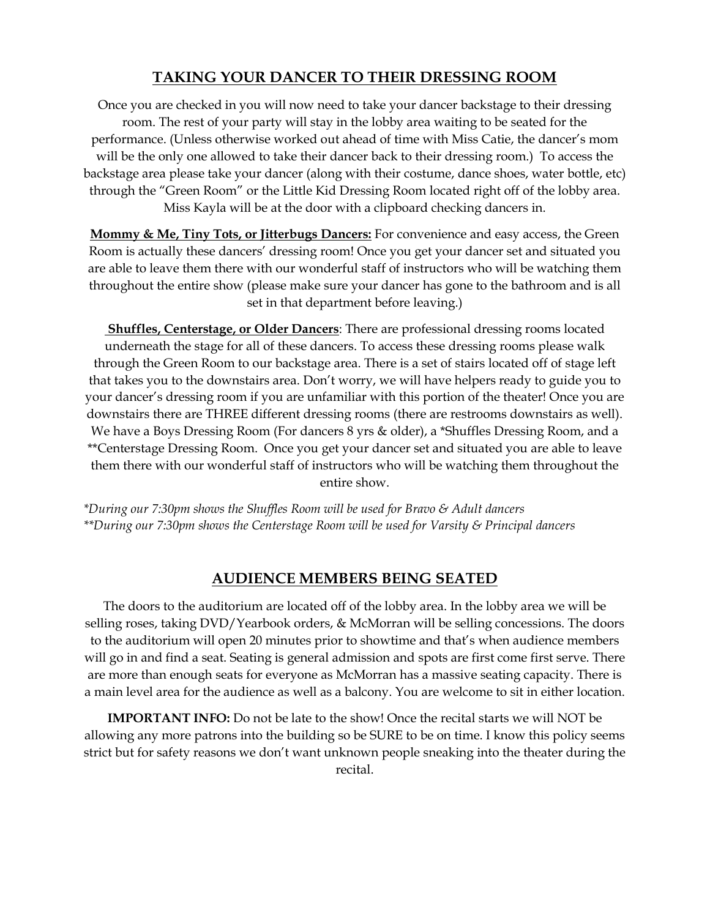## TAKING YOUR DANCER TO THEIR DRESSING ROOM

Once you are checked in you will now need to take your dancer backstage to their dressing room. The rest of your party will stay in the lobby area waiting to be seated for the performance. (Unless otherwise worked out ahead of time with Miss Catie, the dancer's mom will be the only one allowed to take their dancer back to their dressing room.) To access the backstage area please take your dancer (along with their costume, dance shoes, water bottle, etc) through the "Green Room" or the Little Kid Dressing Room located right off of the lobby area. Miss Kayla will be at the door with a clipboard checking dancers in.

**Mommy & Me, Tiny Tots, or Jitterbugs Dancers:** For convenience and easy access, the Green Room is actually these dancers' dressing room! Once you get your dancer set and situated you are able to leave them there with our wonderful staff of instructors who will be watching them throughout the entire show (please make sure your dancer has gone to the bathroom and is all set in that department before leaving.)

**Shuffles, Centerstage, or Older Dancers**: There are professional dressing rooms located underneath the stage for all of these dancers. To access these dressing rooms please walk through the Green Room to our backstage area. There is a set of stairs located off of stage left that takes you to the downstairs area. Don't worry, we will have helpers ready to guide you to your dancer's dressing room if you are unfamiliar with this portion of the theater! Once you are downstairs there are THREE different dressing rooms (there are restrooms downstairs as well). We have a Boys Dressing Room (For dancers 8 yrs & older), a *Shuffles Dressing Room, and a **Centerstage Dressing Room. Once you get your dancer set and situated you are able to leave them there with our wonderful staff of instructors who will be watching them throughout the entire show.

*\*During our 7:30pm shows the Shuffles Room will be used for Bravo & Adult dancers*
*\*\*During our 7:30pm shows the Centerstage Room will be used for Varsity & Principal dancers*

## AUDIENCE MEMBERS BEING SEATED

The doors to the auditorium are located off of the lobby area. In the lobby area we will be selling roses, taking DVD/Yearbook orders, & McMorran will be selling concessions. The doors to the auditorium will open 20 minutes prior to showtime and that's when audience members will go in and find a seat. Seating is general admission and spots are first come first serve. There are more than enough seats for everyone as McMorran has a massive seating capacity. There is a main level area for the audience as well as a balcony. You are welcome to sit in either location.

**IMPORTANT INFO:** Do not be late to the show! Once the recital starts we will NOT be allowing any more patrons into the building so be SURE to be on time. I know this policy seems strict but for safety reasons we don't want unknown people sneaking into the theater during the recital.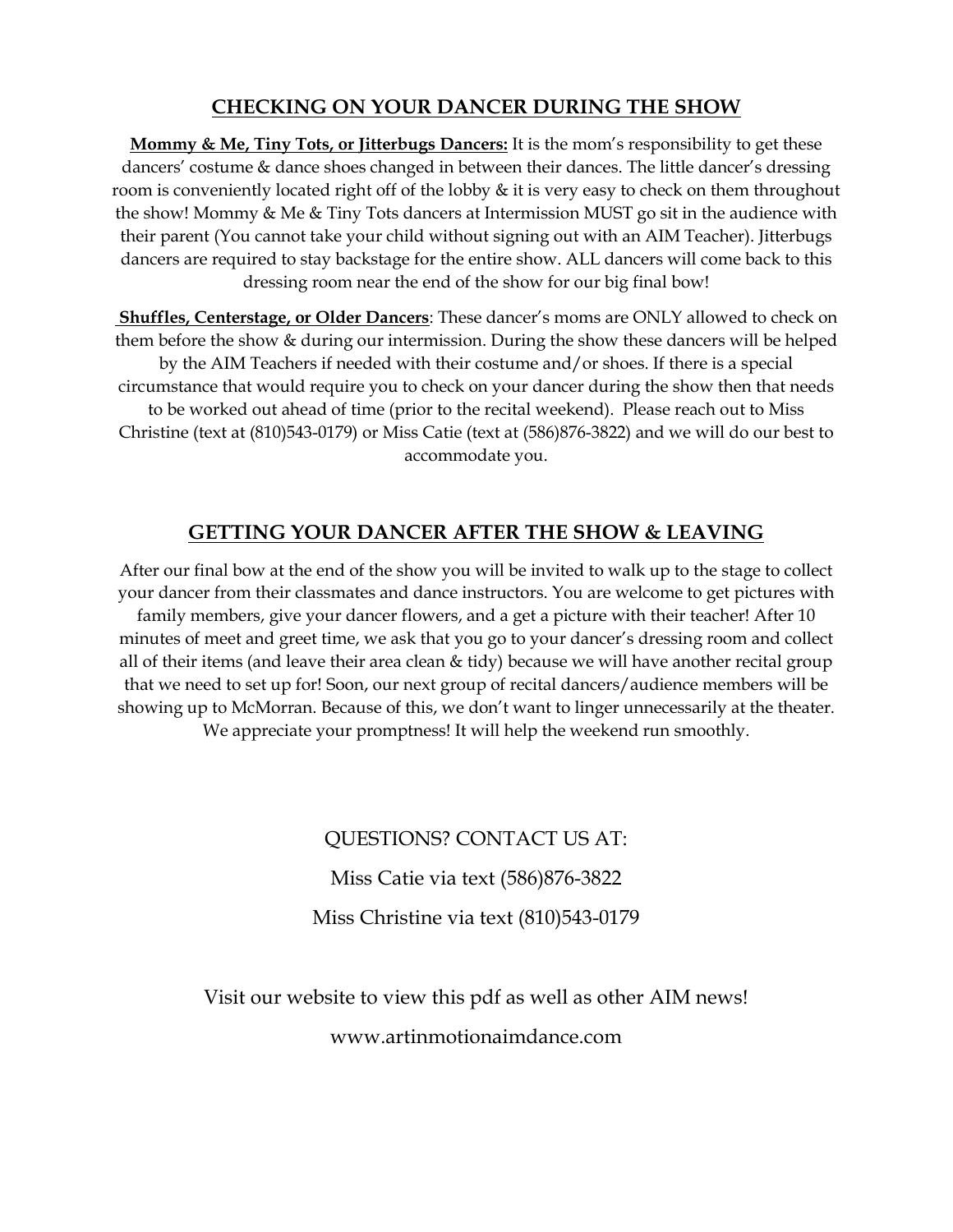## CHECKING ON YOUR DANCER DURING THE SHOW

**Mommy & Me, Tiny Tots, or Jitterbugs Dancers:** It is the mom's responsibility to get these dancers' costume & dance shoes changed in between their dances. The little dancer's dressing room is conveniently located right off of the lobby & it is very easy to check on them throughout the show! Mommy & Me & Tiny Tots dancers at Intermission MUST go sit in the audience with their parent (You cannot take your child without signing out with an AIM Teacher). Jitterbugs dancers are required to stay backstage for the entire show. ALL dancers will come back to this dressing room near the end of the show for our big final bow!

**Shuffles, Centerstage, or Older Dancers**: These dancer's moms are ONLY allowed to check on them before the show & during our intermission. During the show these dancers will be helped by the AIM Teachers if needed with their costume and/or shoes. If there is a special circumstance that would require you to check on your dancer during the show then that needs to be worked out ahead of time (prior to the recital weekend). Please reach out to Miss Christine (text at (810)543-0179) or Miss Catie (text at (586)876-3822) and we will do our best to accommodate you.

## GETTING YOUR DANCER AFTER THE SHOW & LEAVING

After our final bow at the end of the show you will be invited to walk up to the stage to collect your dancer from their classmates and dance instructors. You are welcome to get pictures with family members, give your dancer flowers, and a get a picture with their teacher! After 10 minutes of meet and greet time, we ask that you go to your dancer's dressing room and collect all of their items (and leave their area clean & tidy) because we will have another recital group that we need to set up for! Soon, our next group of recital dancers/audience members will be showing up to McMorran. Because of this, we don't want to linger unnecessarily at the theater. We appreciate your promptness! It will help the weekend run smoothly.

QUESTIONS? CONTACT US AT:

Miss Catie via text (586)876-3822

Miss Christine via text (810)543-0179

Visit our website to view this pdf as well as other AIM news!

www.artinmotionaimdance.com